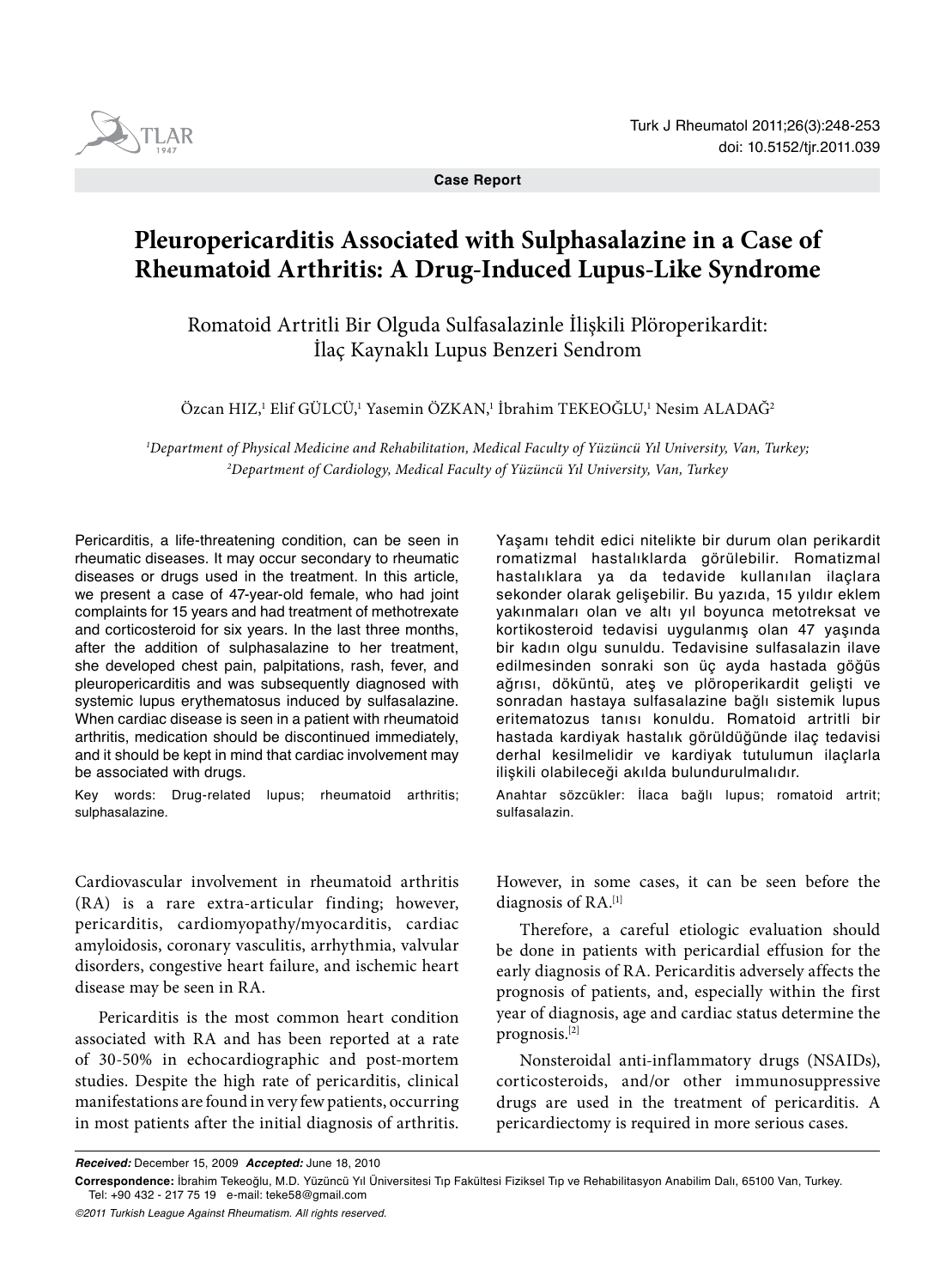Case Report

# Pleuropericarditis Associated with Sulphasalazine in a Case of Rheumatoid Arthritis: A Drug-Induced Lupus-Like Syndrome

## Romatoid Artritli Bir Olguda Sulfasalazinle İlişkili Plöroperikardit: İlaç Kaynaklı Lupus Benzeri Sendrom

Özcan HIZ,[1] Elif GÜLCÜ,[1] Yasemin ÖZKAN,[1] İbrahim TEKEOĞLU,[1] Nesim ALADAĞ[2]

*[1]Department of Physical Medicine and Rehabilitation, Medical Faculty of Yüzüncü Yıl University, Van, Turkey;*
*[2]Department of Cardiology, Medical Faculty of Yüzüncü Yıl University, Van, Turkey*

Pericarditis, a life-threatening condition, can be seen in rheumatic diseases. It may occur secondary to rheumatic diseases or drugs used in the treatment. In this article, we present a case of 47-year-old female, who had joint complaints for 15 years and had treatment of methotrexate and corticosteroid for six years. In the last three months, after the addition of sulphasalazine to her treatment, she developed chest pain, palpitations, rash, fever, and pleuropericarditis and was subsequently diagnosed with systemic lupus erythematosus induced by sulfasalazine. When cardiac disease is seen in a patient with rheumatoid arthritis, medication should be discontinued immediately, and it should be kept in mind that cardiac involvement may be associated with drugs.

Key words: Drug-related lupus; rheumatoid arthritis; sulphasalazine.

Yaşamı tehdit edici nitelikte bir durum olan perikardit romatizmal hastalıklarda görülebilir. Romatizmal hastalıklara ya da tedavide kullanılan ilaçlara sekonder olarak gelişebilir. Bu yazıda, 15 yıldır eklem yakınmaları olan ve altı yıl boyunca metotreksat ve kortikosteroid tedavisi uygulanmış olan 47 yaşında bir kadın olgu sunuldu. Tedavisine sulfasalazin ilave edilmesinden sonraki son üç ayda hastada göğüs ağrısı, döküntü, ateş ve plöroperikardit gelişti ve sonradan hastaya sulfasalazine bağlı sistemik lupus eritematozus tanısı konuldu. Romatizmal artritli bir hastada kardiyak hastalık görüldüğünde ilaç tedavisi derhal kesilmelidir ve kardiyak tutulumun ilaçlarla ilişkili olabileceği akılda bulundurulmalıdır.

Anahtar sözcükler: İlaca bağlı lupus; romatoid artrit; sulfasalazin.

Cardiovascular involvement in rheumatoid arthritis (RA) is a rare extra-articular finding; however, pericarditis, cardiomyopathy/myocarditis, cardiac amyloidosis, coronary vasculitis, arrhythmia, valvular disorders, congestive heart failure, and ischemic heart disease may be seen in RA.

Pericarditis is the most common heart condition associated with RA and has been reported at a rate of 30-50% in echocardiographic and post-mortem studies. Despite the high rate of pericarditis, clinical manifestations are found in very few patients, occurring in most patients after the initial diagnosis of arthritis. However, in some cases, it can be seen before the diagnosis of RA.[1]

Therefore, a careful etiologic evaluation should be done in patients with pericardial effusion for the early diagnosis of RA. Pericarditis adversely affects the prognosis of patients, and, especially within the first year of diagnosis, age and cardiac status determine the prognosis.[2]

Nonsteroidal anti-inflammatory drugs (NSAIDs), corticosteroids, and/or other immunosuppressive drugs are used in the treatment of pericarditis. A pericardiectomy is required in more serious cases.

***Received:*** December 15, 2009 ***Accepted:*** June 18, 2010

**Correspondence:** İbrahim Tekeoğlu, M.D. Yüzüncü Yıl Üniversitesi Tıp Fakültesi Fiziksel Tıp ve Rehabilitasyon Anabilim Dalı, 65100 Van, Turkey.
Tel: +90 432 - 217 75 19 e-mail: teke58@gmail.com

*©2011 Turkish League Against Rheumatism. All rights reserved.*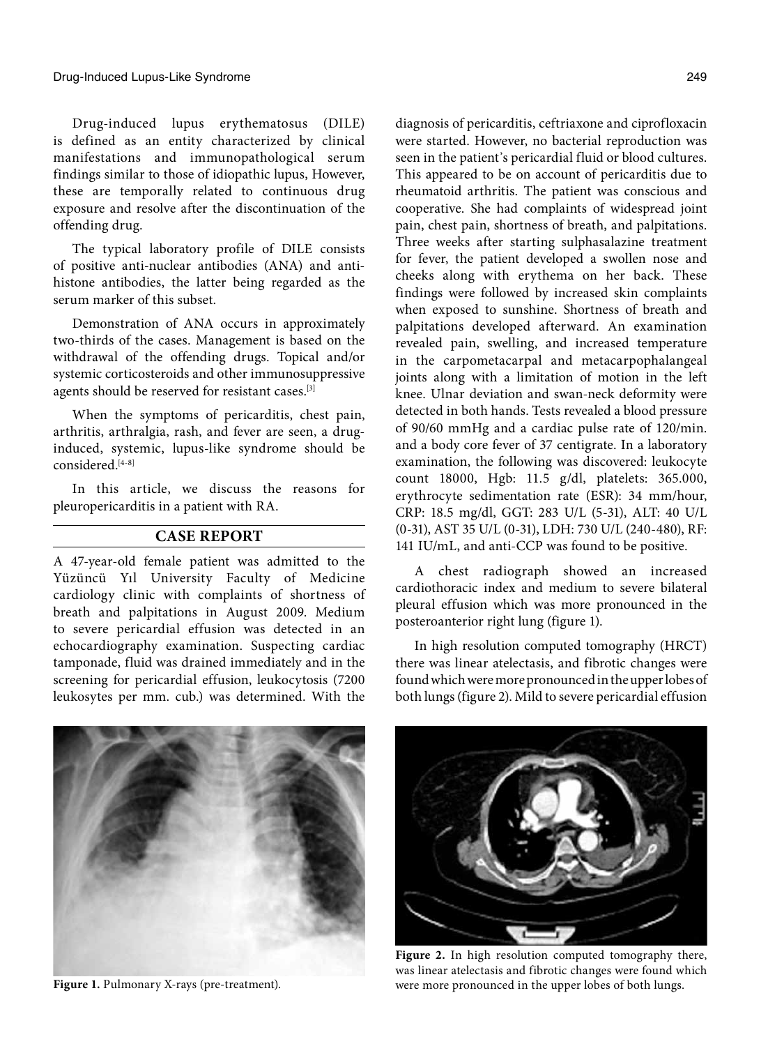Drug-induced lupus erythematosus (DILE) is defined as an entity characterized by clinical manifestations and immunopathological serum findings similar to those of idiopathic lupus, However, these are temporally related to continuous drug exposure and resolve after the discontinuation of the offending drug.

The typical laboratory profile of DILE consists of positive anti-nuclear antibodies (ANA) and anti-histone antibodies, the latter being regarded as the serum marker of this subset.

Demonstration of ANA occurs in approximately two-thirds of the cases. Management is based on the withdrawal of the offending drugs. Topical and/or systemic corticosteroids and other immunosuppressive agents should be reserved for resistant cases.[3]

When the symptoms of pericarditis, chest pain, arthritis, arthralgia, rash, and fever are seen, a drug-induced, systemic, lupus-like syndrome should be considered.[4-8]

In this article, we discuss the reasons for pleuropericarditis in a patient with RA.

## CASE REPORT

A 47-year-old female patient was admitted to the Yüzüncü Yıl University Faculty of Medicine cardiology clinic with complaints of shortness of breath and palpitations in August 2009. Medium to severe pericardial effusion was detected in an echocardiography examination. Suspecting cardiac tamponade, fluid was drained immediately and in the screening for pericardial effusion, leukocytosis (7200 leukosytes per mm. cub.) was determined. With the diagnosis of pericarditis, ceftriaxone and ciprofloxacin were started. However, no bacterial reproduction was seen in the patient's pericardial fluid or blood cultures. This appeared to be on account of pericarditis due to rheumatoid arthritis. The patient was conscious and cooperative. She had complaints of widespread joint pain, chest pain, shortness of breath, and palpitations. Three weeks after starting sulphasalazine treatment for fever, the patient developed a swollen nose and cheeks along with erythema on her back. These findings were followed by increased skin complaints when exposed to sunshine. Shortness of breath and palpitations developed afterward. An examination revealed pain, swelling, and increased temperature in the carpometacarpal and metacarpophalangeal joints along with a limitation of motion in the left knee. Ulnar deviation and swan-neck deformity were detected in both hands. Tests revealed a blood pressure of 90/60 mmHg and a cardiac pulse rate of 120/min. and a body core fever of 37 centigrate. In a laboratory examination, the following was discovered: leukocyte count 18000, Hgb: 11.5 g/dl, platelets: 365.000, erythrocyte sedimentation rate (ESR): 34 mm/hour, CRP: 18.5 mg/dl, GGT: 283 U/L (5-31), ALT: 40 U/L (0-31), AST 35 U/L (0-31), LDH: 730 U/L (240-480), RF: 141 IU/mL, and anti-CCP was found to be positive.

A chest radiograph showed an increased cardiothoracic index and medium to severe bilateral pleural effusion which was more pronounced in the posteroanterior right lung (figure 1).

In high resolution computed tomography (HRCT) there was linear atelectasis, and fibrotic changes were found which were more pronounced in the upper lobes of both lungs (figure 2). Mild to severe pericardial effusion

**Figure 1.** Pulmonary X-rays (pre-treatment).

**Figure 2.** In high resolution computed tomography there, was linear atelectasis and fibrotic changes were found which were more pronounced in the upper lobes of both lungs.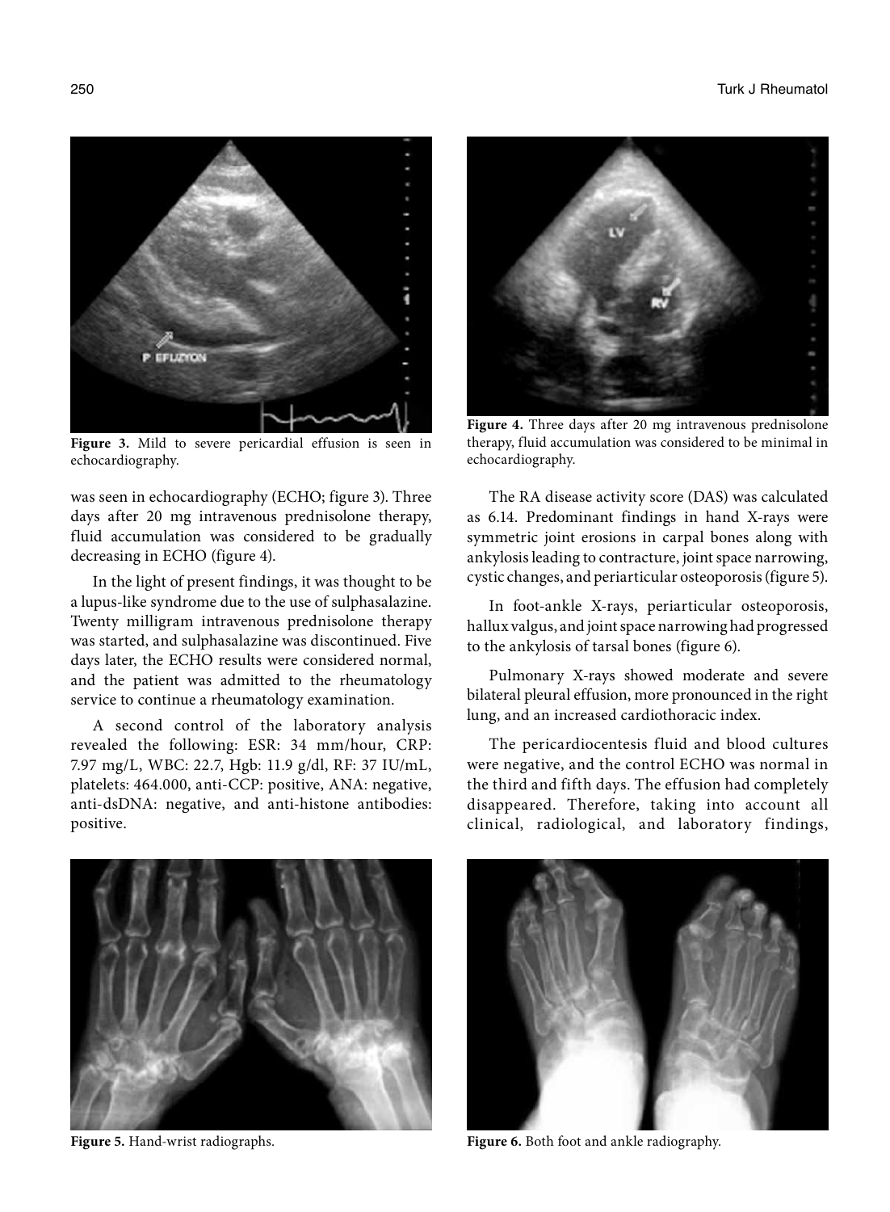Figure 3. Mild to severe pericardial effusion is seen in echocardiography.

Figure 4. Three days after 20 mg intravenous prednisolone therapy, fluid accumulation was considered to be minimal in echocardiography.

was seen in echocardiography (ECHO; figure 3). Three days after 20 mg intravenous prednisolone therapy, fluid accumulation was considered to be gradually decreasing in ECHO (figure 4).

In the light of present findings, it was thought to be a lupus-like syndrome due to the use of sulphasalazine. Twenty milligram intravenous prednisolone therapy was started, and sulphasalazine was discontinued. Five days later, the ECHO results were considered normal, and the patient was admitted to the rheumatology service to continue a rheumatology examination.

A second control of the laboratory analysis revealed the following: ESR: 34 mm/hour, CRP: 7.97 mg/L, WBC: 22.7, Hgb: 11.9 g/dl, RF: 37 IU/mL, platelets: 464.000, anti-CCP: positive, ANA: negative, anti-dsDNA: negative, and anti-histone antibodies: positive.

The RA disease activity score (DAS) was calculated as 6.14. Predominant findings in hand X-rays were symmetric joint erosions in carpal bones along with ankylosis leading to contracture, joint space narrowing, cystic changes, and periarticular osteoporosis (figure 5).

In foot-ankle X-rays, periarticular osteoporosis, hallux valgus, and joint space narrowing had progressed to the ankylosis of tarsal bones (figure 6).

Pulmonary X-rays showed moderate and severe bilateral pleural effusion, more pronounced in the right lung, and an increased cardiothoracic index.

The pericardiocentesis fluid and blood cultures were negative, and the control ECHO was normal in the third and fifth days. The effusion had completely disappeared. Therefore, taking into account all clinical, radiological, and laboratory findings,

Figure 5. Hand-wrist radiographs.

Figure 6. Both foot and ankle radiography.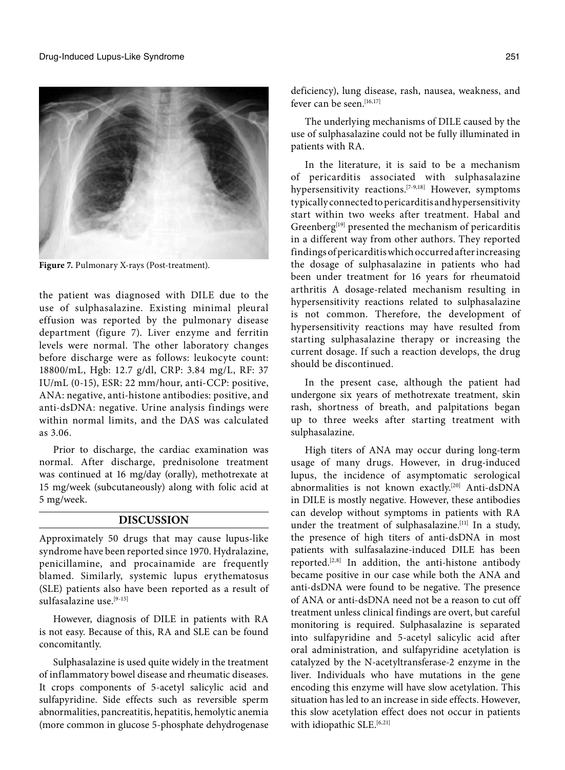Figure 7. Pulmonary X-rays (Post-treatment).

the patient was diagnosed with DILE due to the use of sulphasalazine. Existing minimal pleural effusion was reported by the pulmonary disease department (figure 7). Liver enzyme and ferritin levels were normal. The other laboratory changes before discharge were as follows: leukocyte count: 18800/mL, Hgb: 12.7 g/dl, CRP: 3.84 mg/L, RF: 37 IU/mL (0-15), ESR: 22 mm/hour, anti-CCP: positive, ANA: negative, anti-histone antibodies: positive, and anti-dsDNA: negative. Urine analysis findings were within normal limits, and the DAS was calculated as 3.06.

Prior to discharge, the cardiac examination was normal. After discharge, prednisolone treatment was continued at 16 mg/day (orally), methotrexate at 15 mg/week (subcutaneously) along with folic acid at 5 mg/week.

## DISCUSSION

Approximately 50 drugs that may cause lupus-like syndrome have been reported since 1970. Hydralazine, penicillamine, and procainamide are frequently blamed. Similarly, systemic lupus erythematosus (SLE) patients also have been reported as a result of sulfasalazine use.[9-15]

However, diagnosis of DILE in patients with RA is not easy. Because of this, RA and SLE can be found concomitantly.

Sulphasalazine is used quite widely in the treatment of inflammatory bowel disease and rheumatic diseases. It crops components of 5-acetyl salicylic acid and sulfapyridine. Side effects such as reversible sperm abnormalities, pancreatitis, hepatitis, hemolytic anemia (more common in glucose 5-phosphate dehydrogenase deficiency), lung disease, rash, nausea, weakness, and fever can be seen.[16,17]

The underlying mechanisms of DILE caused by the use of sulphasalazine could not be fully illuminated in patients with RA.

In the literature, it is said to be a mechanism of pericarditis associated with sulphasalazine hypersensitivity reactions.[7-9,18] However, symptoms typically connected to pericarditis and hypersensitivity start within two weeks after treatment. Habal and Greenberg[19] presented the mechanism of pericarditis in a different way from other authors. They reported findings of pericarditis which occurred after increasing the dosage of sulphasalazine in patients who had been under treatment for 16 years for rheumatoid arthritis A dosage-related mechanism resulting in hypersensitivity reactions related to sulphasalazine is not common. Therefore, the development of hypersensitivity reactions may have resulted from starting sulphasalazine therapy or increasing the current dosage. If such a reaction develops, the drug should be discontinued.

In the present case, although the patient had undergone six years of methotrexate treatment, skin rash, shortness of breath, and palpitations began up to three weeks after starting treatment with sulphasalazine.

High titers of ANA may occur during long-term usage of many drugs. However, in drug-induced lupus, the incidence of asymptomatic serological abnormalities is not known exactly.[20] Anti-dsDNA in DILE is mostly negative. However, these antibodies can develop without symptoms in patients with RA under the treatment of sulphasalazine.[11] In a study, the presence of high titers of anti-dsDNA in most patients with sulfasalazine-induced DILE has been reported.[2,8] In addition, the anti-histone antibody became positive in our case while both the ANA and anti-dsDNA were found to be negative. The presence of ANA or anti-dsDNA need not be a reason to cut off treatment unless clinical findings are overt, but careful monitoring is required. Sulphasalazine is separated into sulfapyridine and 5-acetyl salicylic acid after oral administration, and sulfapyridine acetylation is catalyzed by the N-acetyltransferase-2 enzyme in the liver. Individuals who have mutations in the gene encoding this enzyme will have slow acetylation. This situation has led to an increase in side effects. However, this slow acetylation effect does not occur in patients with idiopathic SLE.[6,21]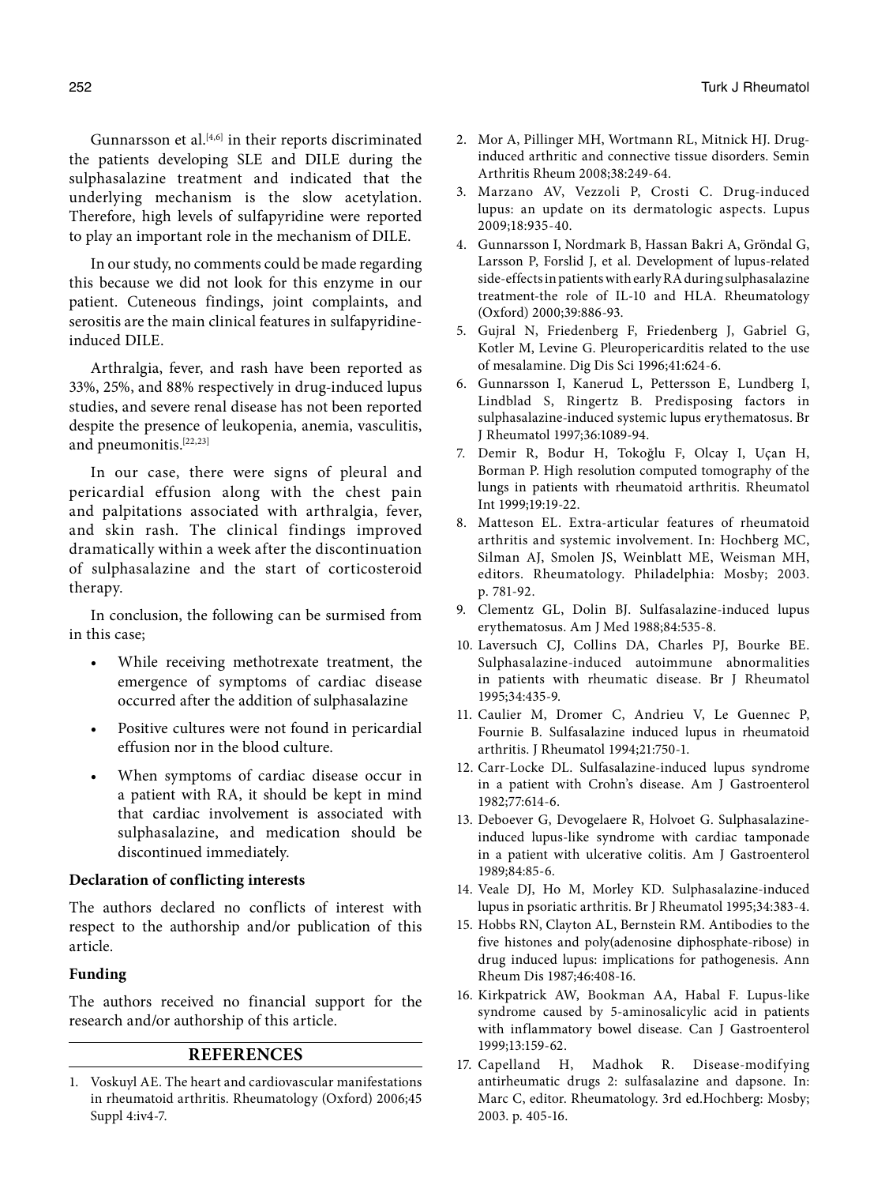Gunnarsson et al.[4,6] in their reports discriminated the patients developing SLE and DILE during the sulphasalazine treatment and indicated that the underlying mechanism is the slow acetylation. Therefore, high levels of sulfapyridine were reported to play an important role in the mechanism of DILE.

In our study, no comments could be made regarding this because we did not look for this enzyme in our patient. Cuteneous findings, joint complaints, and serositis are the main clinical features in sulfapyridine-induced DILE.

Arthralgia, fever, and rash have been reported as 33%, 25%, and 88% respectively in drug-induced lupus studies, and severe renal disease has not been reported despite the presence of leukopenia, anemia, vasculitis, and pneumonitis.[22,23]

In our case, there were signs of pleural and pericardial effusion along with the chest pain and palpitations associated with arthralgia, fever, and skin rash. The clinical findings improved dramatically within a week after the discontinuation of sulphasalazine and the start of corticosteroid therapy.

In conclusion, the following can be surmised from in this case;

- While receiving methotrexate treatment, the emergence of symptoms of cardiac disease occurred after the addition of sulphasalazine
- Positive cultures were not found in pericardial effusion nor in the blood culture.
- When symptoms of cardiac disease occur in a patient with RA, it should be kept in mind that cardiac involvement is associated with sulphasalazine, and medication should be discontinued immediately.

**Declaration of conflicting interests**

The authors declared no conflicts of interest with respect to the authorship and/or publication of this article.

**Funding**

The authors received no financial support for the research and/or authorship of this article.

## REFERENCES

1. Voskuyl AE. The heart and cardiovascular manifestations in rheumatoid arthritis. Rheumatology (Oxford) 2006;45 Suppl 4:iv4-7.
2. Mor A, Pillinger MH, Wortmann RL, Mitnick HJ. Drug-induced arthritic and connective tissue disorders. Semin Arthritis Rheum 2008;38:249-64.
3. Marzano AV, Vezzoli P, Crosti C. Drug-induced lupus: an update on its dermatologic aspects. Lupus 2009;18:935-40.
4. Gunnarsson I, Nordmark B, Hassan Bakri A, Gröndal G, Larsson P, Forslid J, et al. Development of lupus-related side-effects in patients with early RA during sulphasalazine treatment-the role of IL-10 and HLA. Rheumatology (Oxford) 2000;39:886-93.
5. Gujral N, Friedenberg F, Friedenberg J, Gabriel G, Kotler M, Levine G. Pleuropericarditis related to the use of mesalamine. Dig Dis Sci 1996;41:624-6.
6. Gunnarsson I, Kanerud L, Pettersson E, Lundberg I, Lindblad S, Ringertz B. Predisposing factors in sulphasalazine-induced systemic lupus erythematosus. Br J Rheumatol 1997;36:1089-94.
7. Demir R, Bodur H, Tokoğlu F, Olcay I, Uçan H, Borman P. High resolution computed tomography of the lungs in patients with rheumatoid arthritis. Rheumatol Int 1999;19:19-22.
8. Matteson EL. Extra-articular features of rheumatoid arthritis and systemic involvement. In: Hochberg MC, Silman AJ, Smolen JS, Weinblatt ME, Weisman MH, editors. Rheumatology. Philadelphia: Mosby; 2003. p. 781-92.
9. Clementz GL, Dolin BJ. Sulfasalazine-induced lupus erythematosus. Am J Med 1988;84:535-8.
10. Laversuch CJ, Collins DA, Charles PJ, Bourke BE. Sulphasalazine-induced autoimmune abnormalities in patients with rheumatic disease. Br J Rheumatol 1995;34:435-9.
11. Caulier M, Dromer C, Andrieu V, Le Guennec P, Fournie B. Sulfasalazine induced lupus in rheumatoid arthritis. J Rheumatol 1994;21:750-1.
12. Carr-Locke DL. Sulfasalazine-induced lupus syndrome in a patient with Crohn's disease. Am J Gastroenterol 1982;77:614-6.
13. Deboever G, Devogelaere R, Holvoet G. Sulphasalazine-induced lupus-like syndrome with cardiac tamponade in a patient with ulcerative colitis. Am J Gastroenterol 1989;84:85-6.
14. Veale DJ, Ho M, Morley KD. Sulphasalazine-induced lupus in psoriatic arthritis. Br J Rheumatol 1995;34:383-4.
15. Hobbs RN, Clayton AL, Bernstein RM. Antibodies to the five histones and poly(adenosine diphosphate-ribose) in drug induced lupus: implications for pathogenesis. Ann Rheum Dis 1987;46:408-16.
16. Kirkpatrick AW, Bookman AA, Habal F. Lupus-like syndrome caused by 5-aminosalicylic acid in patients with inflammatory bowel disease. Can J Gastroenterol 1999;13:159-62.
17. Capelland H, Madhok R. Disease-modifying antirheumatic drugs 2: sulfasalazine and dapsone. In: Marc C, editor. Rheumatology. 3rd ed.Hochberg: Mosby; 2003. p. 405-16.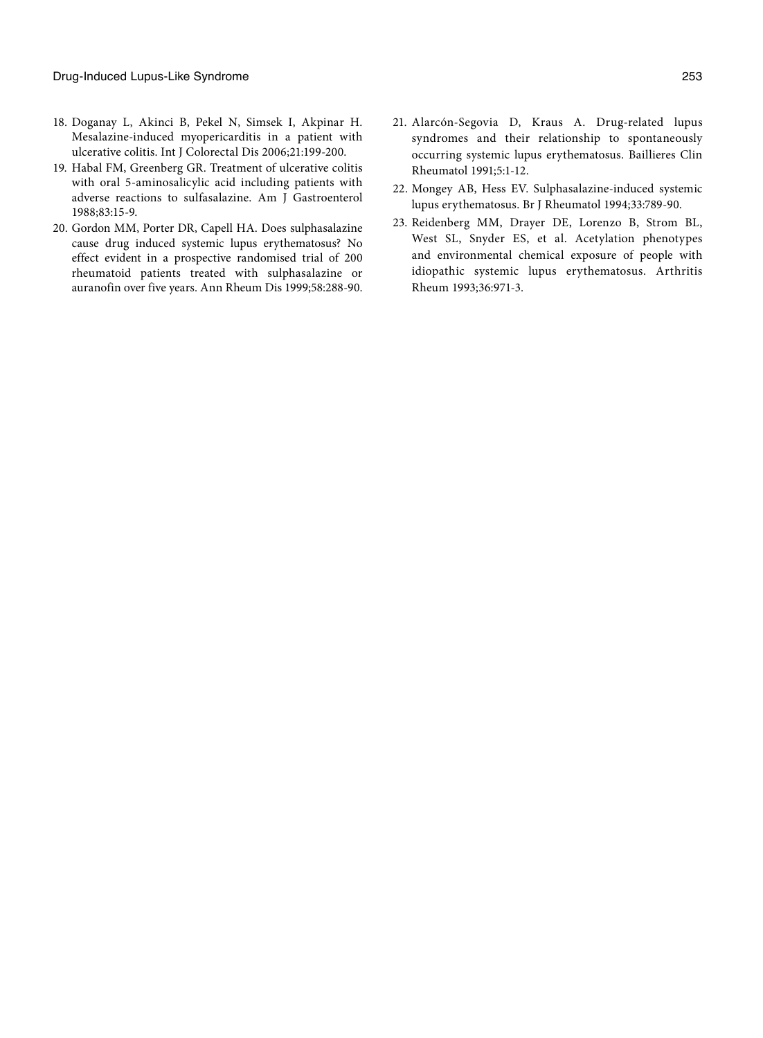18. Doganay L, Akinci B, Pekel N, Simsek I, Akpinar H. Mesalazine-induced myopericarditis in a patient with ulcerative colitis. Int J Colorectal Dis 2006;21:199-200.
19. Habal FM, Greenberg GR. Treatment of ulcerative colitis with oral 5-aminosalicylic acid including patients with adverse reactions to sulfasalazine. Am J Gastroenterol 1988;83:15-9.
20. Gordon MM, Porter DR, Capell HA. Does sulphasalazine cause drug induced systemic lupus erythematosus? No effect evident in a prospective randomised trial of 200 rheumatoid patients treated with sulphasalazine or auranofin over five years. Ann Rheum Dis 1999;58:288-90.
21. Alarcón-Segovia D, Kraus A. Drug-related lupus syndromes and their relationship to spontaneously occurring systemic lupus erythematosus. Baillieres Clin Rheumatol 1991;5:1-12.
22. Mongey AB, Hess EV. Sulphasalazine-induced systemic lupus erythematosus. Br J Rheumatol 1994;33:789-90.
23. Reidenberg MM, Drayer DE, Lorenzo B, Strom BL, West SL, Snyder ES, et al. Acetylation phenotypes and environmental chemical exposure of people with idiopathic systemic lupus erythematosus. Arthritis Rheum 1993;36:971-3.